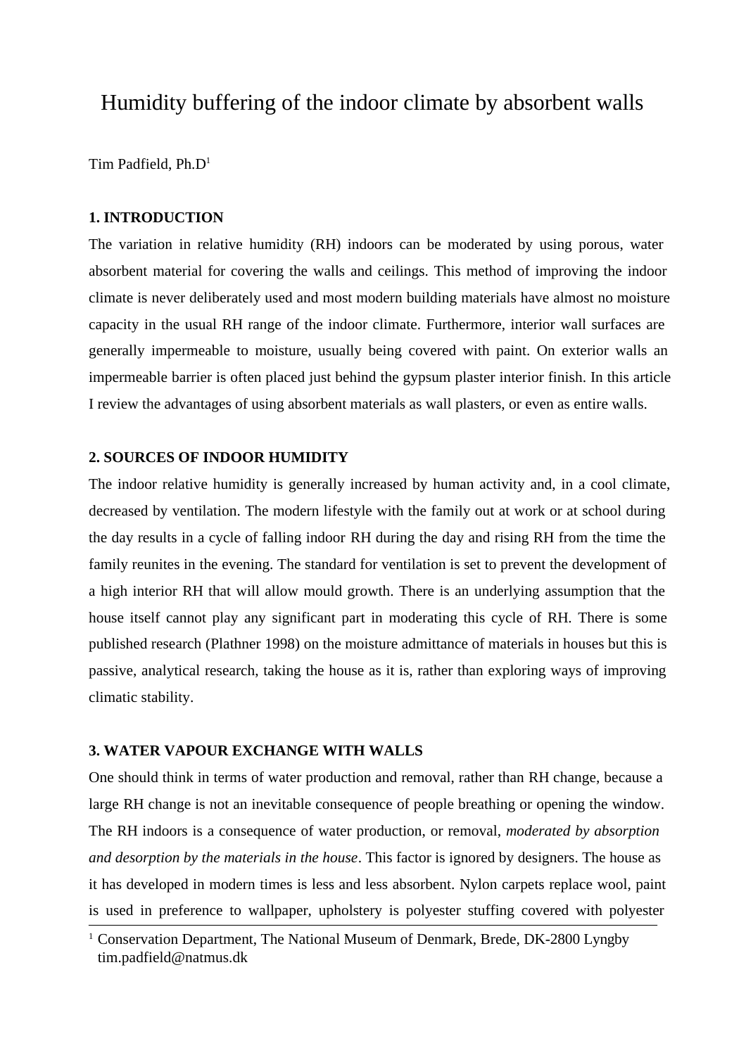# Humidity buffering of the indoor climate by absorbent walls

Tim Padfield, Ph.D[1]

## 1. INTRODUCTION

The variation in relative humidity (RH) indoors can be moderated by using porous, water absorbent material for covering the walls and ceilings. This method of improving the indoor climate is never deliberately used and most modern building materials have almost no moisture capacity in the usual RH range of the indoor climate. Furthermore, interior wall surfaces are generally impermeable to moisture, usually being covered with paint. On exterior walls an impermeable barrier is often placed just behind the gypsum plaster interior finish. In this article I review the advantages of using absorbent materials as wall plasters, or even as entire walls.

## 2. SOURCES OF INDOOR HUMIDITY

The indoor relative humidity is generally increased by human activity and, in a cool climate, decreased by ventilation. The modern lifestyle with the family out at work or at school during the day results in a cycle of falling indoor RH during the day and rising RH from the time the family reunites in the evening. The standard for ventilation is set to prevent the development of a high interior RH that will allow mould growth. There is an underlying assumption that the house itself cannot play any significant part in moderating this cycle of RH. There is some published research (Plathner 1998) on the moisture admittance of materials in houses but this is passive, analytical research, taking the house as it is, rather than exploring ways of improving climatic stability.

## 3. WATER VAPOUR EXCHANGE WITH WALLS

One should think in terms of water production and removal, rather than RH change, because a large RH change is not an inevitable consequence of people breathing or opening the window. The RH indoors is a consequence of water production, or removal, *moderated by absorption and desorption by the materials in the house*. This factor is ignored by designers. The house as it has developed in modern times is less and less absorbent. Nylon carpets replace wool, paint is used in preference to wallpaper, upholstery is polyester stuffing covered with polyester

---

[1] Conservation Department, The National Museum of Denmark, Brede, DK-2800 Lyngby tim.padfield@natmus.dk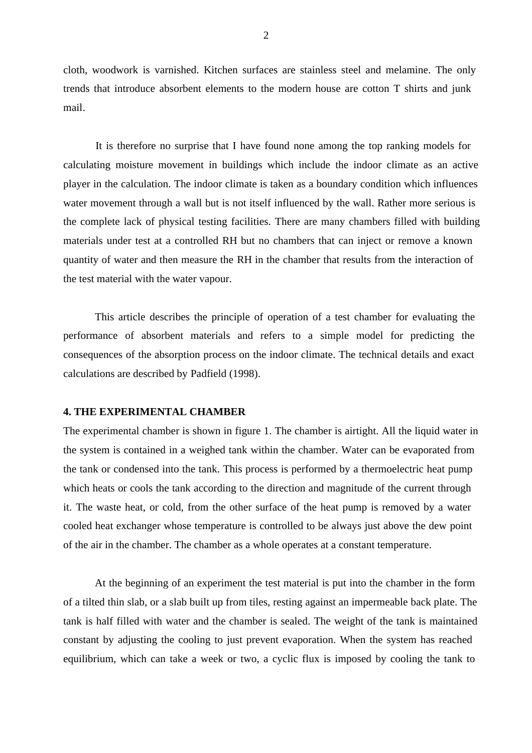cloth, woodwork is varnished. Kitchen surfaces are stainless steel and melamine. The only trends that introduce absorbent elements to the modern house are cotton T shirts and junk mail.

It is therefore no surprise that I have found none among the top ranking models for calculating moisture movement in buildings which include the indoor climate as an active player in the calculation. The indoor climate is taken as a boundary condition which influences water movement through a wall but is not itself influenced by the wall. Rather more serious is the complete lack of physical testing facilities. There are many chambers filled with building materials under test at a controlled RH but no chambers that can inject or remove a known quantity of water and then measure the RH in the chamber that results from the interaction of the test material with the water vapour.

This article describes the principle of operation of a test chamber for evaluating the performance of absorbent materials and refers to a simple model for predicting the consequences of the absorption process on the indoor climate. The technical details and exact calculations are described by Padfield (1998).

**4. THE EXPERIMENTAL CHAMBER**

The experimental chamber is shown in figure 1. The chamber is airtight. All the liquid water in the system is contained in a weighed tank within the chamber. Water can be evaporated from the tank or condensed into the tank. This process is performed by a thermoelectric heat pump which heats or cools the tank according to the direction and magnitude of the current through it. The waste heat, or cold, from the other surface of the heat pump is removed by a water cooled heat exchanger whose temperature is controlled to be always just above the dew point of the air in the chamber. The chamber as a whole operates at a constant temperature.

At the beginning of an experiment the test material is put into the chamber in the form of a tilted thin slab, or a slab built up from tiles, resting against an impermeable back plate. The tank is half filled with water and the chamber is sealed. The weight of the tank is maintained constant by adjusting the cooling to just prevent evaporation. When the system has reached equilibrium, which can take a week or two, a cyclic flux is imposed by cooling the tank to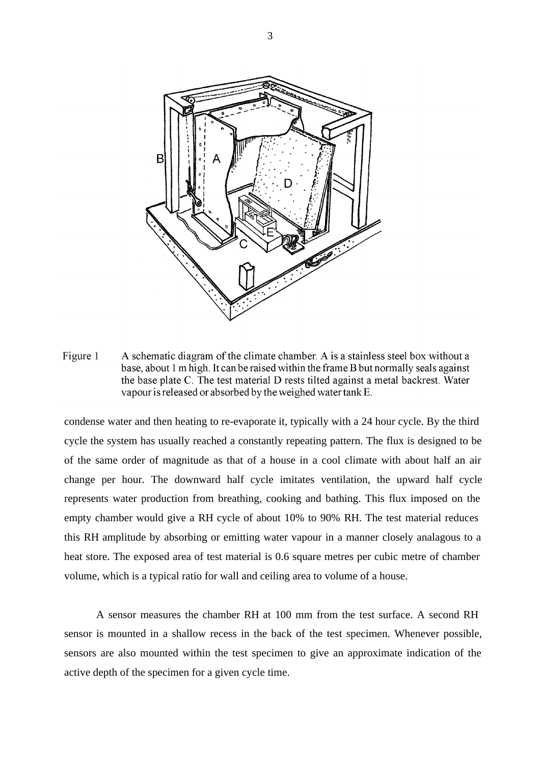Figure 1 A schematic diagram of the climate chamber. A is a stainless steel box without a base, about 1 m high. It can be raised within the frame B but normally seals against the base plate C. The test material D rests tilted against a metal backrest. Water vapour is released or absorbed by the weighed water tank E.

condense water and then heating to re-evaporate it, typically with a 24 hour cycle. By the third cycle the system has usually reached a constantly repeating pattern. The flux is designed to be of the same order of magnitude as that of a house in a cool climate with about half an air change per hour. The downward half cycle imitates ventilation, the upward half cycle represents water production from breathing, cooking and bathing. This flux imposed on the empty chamber would give a RH cycle of about 10% to 90% RH. The test material reduces this RH amplitude by absorbing or emitting water vapour in a manner closely analagous to a heat store. The exposed area of test material is 0.6 square metres per cubic metre of chamber volume, which is a typical ratio for wall and ceiling area to volume of a house.

A sensor measures the chamber RH at 100 mm from the test surface. A second RH sensor is mounted in a shallow recess in the back of the test specimen. Whenever possible, sensors are also mounted within the test specimen to give an approximate indication of the active depth of the specimen for a given cycle time.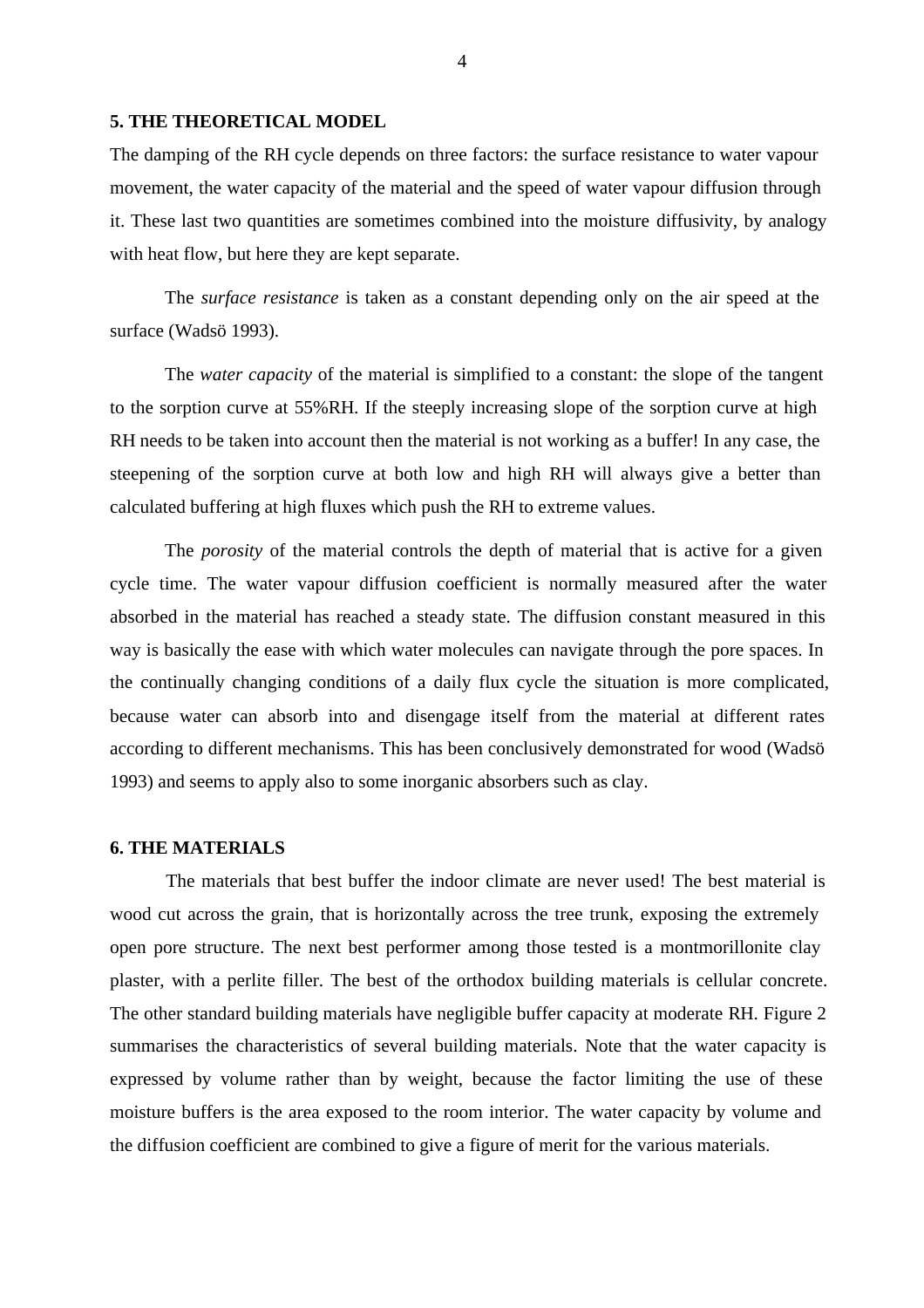## 5. THE THEORETICAL MODEL

The damping of the RH cycle depends on three factors: the surface resistance to water vapour movement, the water capacity of the material and the speed of water vapour diffusion through it. These last two quantities are sometimes combined into the moisture diffusivity, by analogy with heat flow, but here they are kept separate.

The *surface resistance* is taken as a constant depending only on the air speed at the surface (Wadsö 1993).

The *water capacity* of the material is simplified to a constant: the slope of the tangent to the sorption curve at 55%RH. If the steeply increasing slope of the sorption curve at high RH needs to be taken into account then the material is not working as a buffer! In any case, the steepening of the sorption curve at both low and high RH will always give a better than calculated buffering at high fluxes which push the RH to extreme values.

The *porosity* of the material controls the depth of material that is active for a given cycle time. The water vapour diffusion coefficient is normally measured after the water absorbed in the material has reached a steady state. The diffusion constant measured in this way is basically the ease with which water molecules can navigate through the pore spaces. In the continually changing conditions of a daily flux cycle the situation is more complicated, because water can absorb into and disengage itself from the material at different rates according to different mechanisms. This has been conclusively demonstrated for wood (Wadsö 1993) and seems to apply also to some inorganic absorbers such as clay.

## 6. THE MATERIALS

The materials that best buffer the indoor climate are never used! The best material is wood cut across the grain, that is horizontally across the tree trunk, exposing the extremely open pore structure. The next best performer among those tested is a montmorillonite clay plaster, with a perlite filler. The best of the orthodox building materials is cellular concrete. The other standard building materials have negligible buffer capacity at moderate RH. Figure 2 summarises the characteristics of several building materials. Note that the water capacity is expressed by volume rather than by weight, because the factor limiting the use of these moisture buffers is the area exposed to the room interior. The water capacity by volume and the diffusion coefficient are combined to give a figure of merit for the various materials.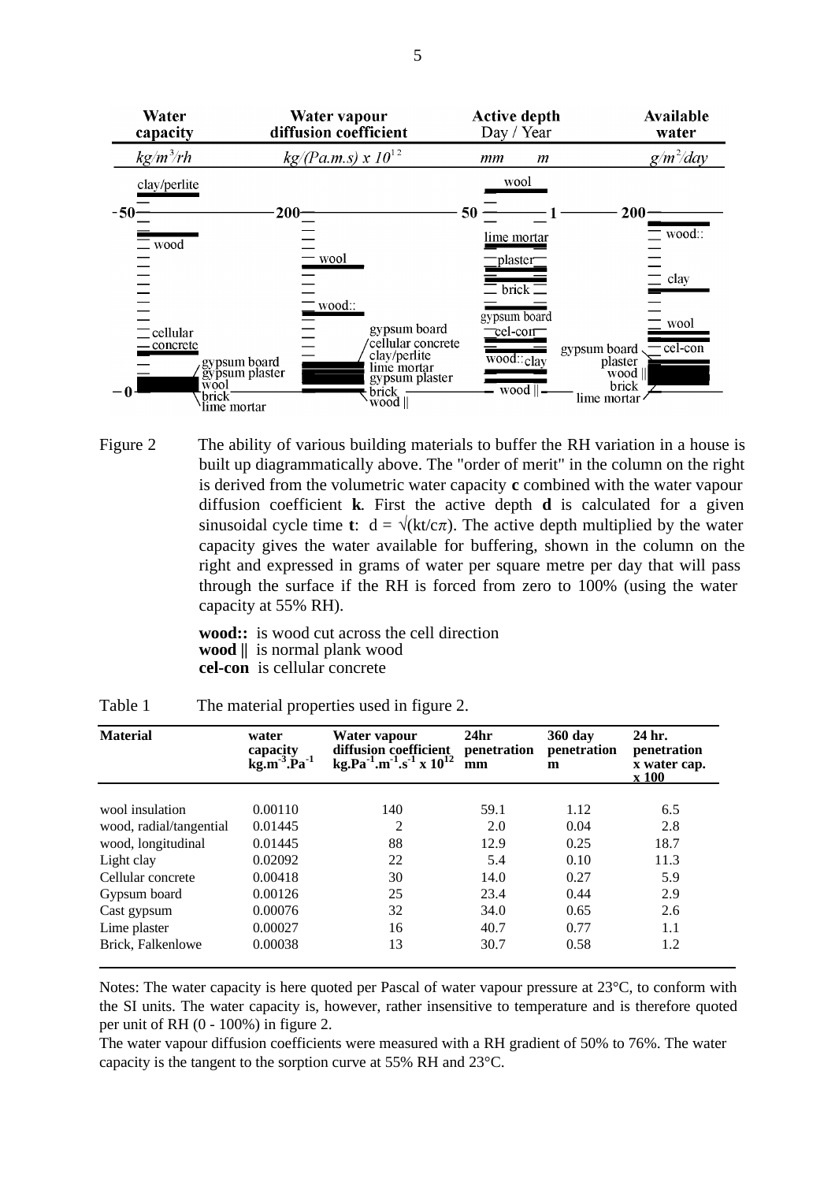Figure 2 The ability of various building materials to buffer the RH variation in a house is built up diagrammatically above. The "order of merit" in the column on the right is derived from the volumetric water capacity **c** combined with the water vapour diffusion coefficient **k**. First the active depth **d** is calculated for a given sinusoidal cycle time **t**: $d = \sqrt{(kt/c\pi)}$. The active depth multiplied by the water capacity gives the water available for buffering, shown in the column on the right and expressed in grams of water per square metre per day that will pass through the surface if the RH is forced from zero to 100% (using the water capacity at 55% RH).

**wood::** is wood cut across the cell direction
**wood ||** is normal plank wood
**cel-con** is cellular concrete

Table 1 The material properties used in figure 2.

| Material | water capacity $kg.m^{-3}.Pa^{-1}$ | Water vapour diffusion coefficient $kg.Pa^{-1}.m^{-1}.s^{-1} \times 10^{12}$ | 24hr penetration mm | 360 day penetration m | 24 hr. penetration x water cap. x 100 |
|---|---|---|---|---|---|
| wool insulation | 0.00110 | 140 | 59.1 | 1.12 | 6.5 |
| wood, radial/tangential | 0.01445 | 2 | 2.0 | 0.04 | 2.8 |
| wood, longitudinal | 0.01445 | 88 | 12.9 | 0.25 | 18.7 |
| Light clay | 0.02092 | 22 | 5.4 | 0.10 | 11.3 |
| Cellular concrete | 0.00418 | 30 | 14.0 | 0.27 | 5.9 |
| Gypsum board | 0.00126 | 25 | 23.4 | 0.44 | 2.9 |
| Cast gypsum | 0.00076 | 32 | 34.0 | 0.65 | 2.6 |
| Lime plaster | 0.00027 | 16 | 40.7 | 0.77 | 1.1 |
| Brick, Falkenlowe | 0.00038 | 13 | 30.7 | 0.58 | 1.2 |

Notes: The water capacity is here quoted per Pascal of water vapour pressure at 23°C, to conform with the SI units. The water capacity is, however, rather insensitive to temperature and is therefore quoted per unit of RH (0 - 100%) in figure 2.

The water vapour diffusion coefficients were measured with a RH gradient of 50% to 76%. The water capacity is the tangent to the sorption curve at 55% RH and 23°C.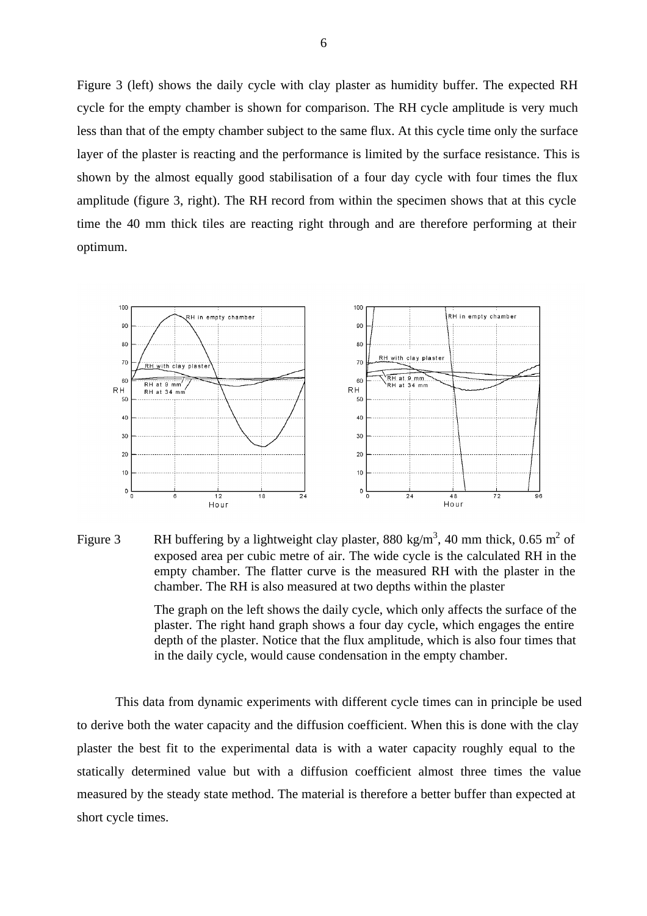Figure 3 (left) shows the daily cycle with clay plaster as humidity buffer. The expected RH cycle for the empty chamber is shown for comparison. The RH cycle amplitude is very much less than that of the empty chamber subject to the same flux. At this cycle time only the surface layer of the plaster is reacting and the performance is limited by the surface resistance. This is shown by the almost equally good stabilisation of a four day cycle with four times the flux amplitude (figure 3, right). The RH record from within the specimen shows that at this cycle time the 40 mm thick tiles are reacting right through and are therefore performing at their optimum.

Figure 3 RH buffering by a lightweight clay plaster, 880 kg/m$^3$, 40 mm thick, 0.65 m$^2$ of exposed area per cubic metre of air. The wide cycle is the calculated RH in the empty chamber. The flatter curve is the measured RH with the plaster in the chamber. The RH is also measured at two depths within the plaster

The graph on the left shows the daily cycle, which only affects the surface of the plaster. The right hand graph shows a four day cycle, which engages the entire depth of the plaster. Notice that the flux amplitude, which is also four times that in the daily cycle, would cause condensation in the empty chamber.

This data from dynamic experiments with different cycle times can in principle be used to derive both the water capacity and the diffusion coefficient. When this is done with the clay plaster the best fit to the experimental data is with a water capacity roughly equal to the statically determined value but with a diffusion coefficient almost three times the value measured by the steady state method. The material is therefore a better buffer than expected at short cycle times.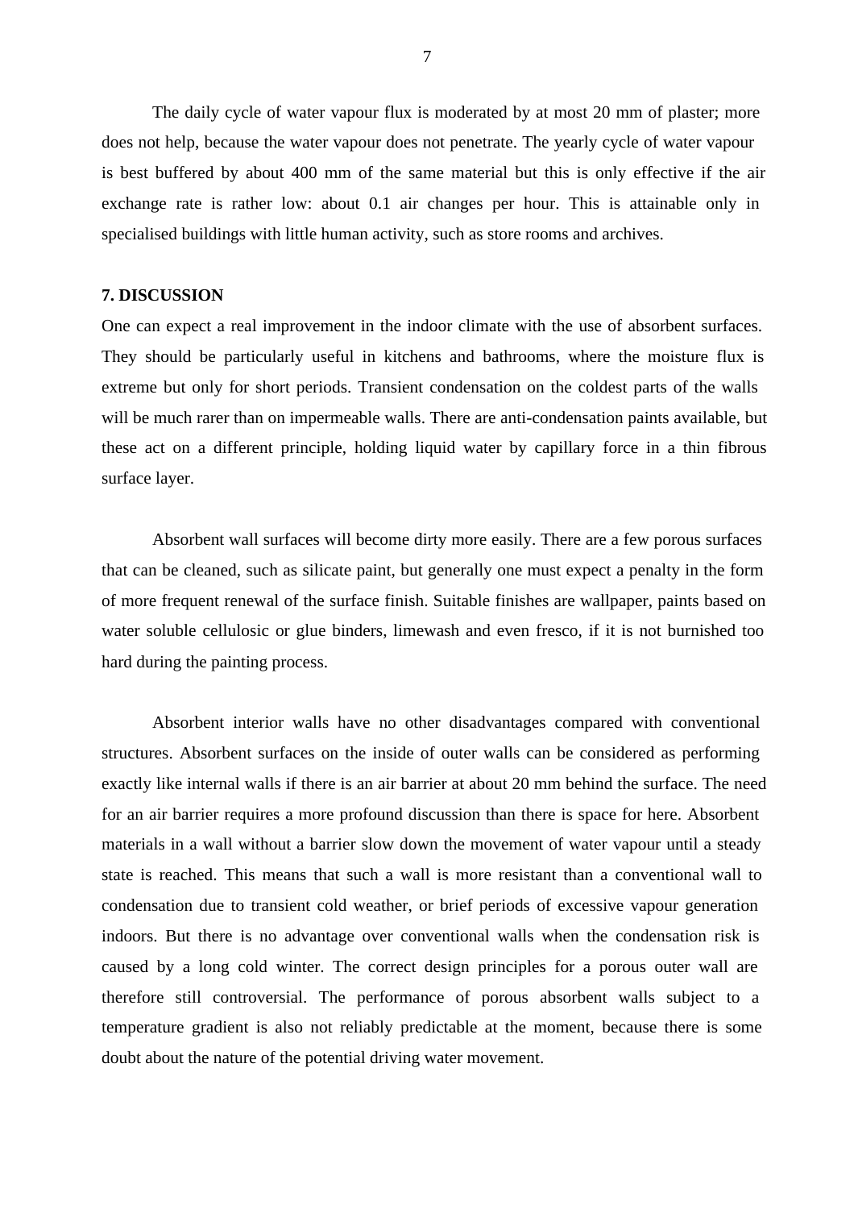The daily cycle of water vapour flux is moderated by at most 20 mm of plaster; more does not help, because the water vapour does not penetrate. The yearly cycle of water vapour is best buffered by about 400 mm of the same material but this is only effective if the air exchange rate is rather low: about 0.1 air changes per hour. This is attainable only in specialised buildings with little human activity, such as store rooms and archives.

## 7. DISCUSSION

One can expect a real improvement in the indoor climate with the use of absorbent surfaces. They should be particularly useful in kitchens and bathrooms, where the moisture flux is extreme but only for short periods. Transient condensation on the coldest parts of the walls will be much rarer than on impermeable walls. There are anti-condensation paints available, but these act on a different principle, holding liquid water by capillary force in a thin fibrous surface layer.

Absorbent wall surfaces will become dirty more easily. There are a few porous surfaces that can be cleaned, such as silicate paint, but generally one must expect a penalty in the form of more frequent renewal of the surface finish. Suitable finishes are wallpaper, paints based on water soluble cellulosic or glue binders, limewash and even fresco, if it is not burnished too hard during the painting process.

Absorbent interior walls have no other disadvantages compared with conventional structures. Absorbent surfaces on the inside of outer walls can be considered as performing exactly like internal walls if there is an air barrier at about 20 mm behind the surface. The need for an air barrier requires a more profound discussion than there is space for here. Absorbent materials in a wall without a barrier slow down the movement of water vapour until a steady state is reached. This means that such a wall is more resistant than a conventional wall to condensation due to transient cold weather, or brief periods of excessive vapour generation indoors. But there is no advantage over conventional walls when the condensation risk is caused by a long cold winter. The correct design principles for a porous outer wall are therefore still controversial. The performance of porous absorbent walls subject to a temperature gradient is also not reliably predictable at the moment, because there is some doubt about the nature of the potential driving water movement.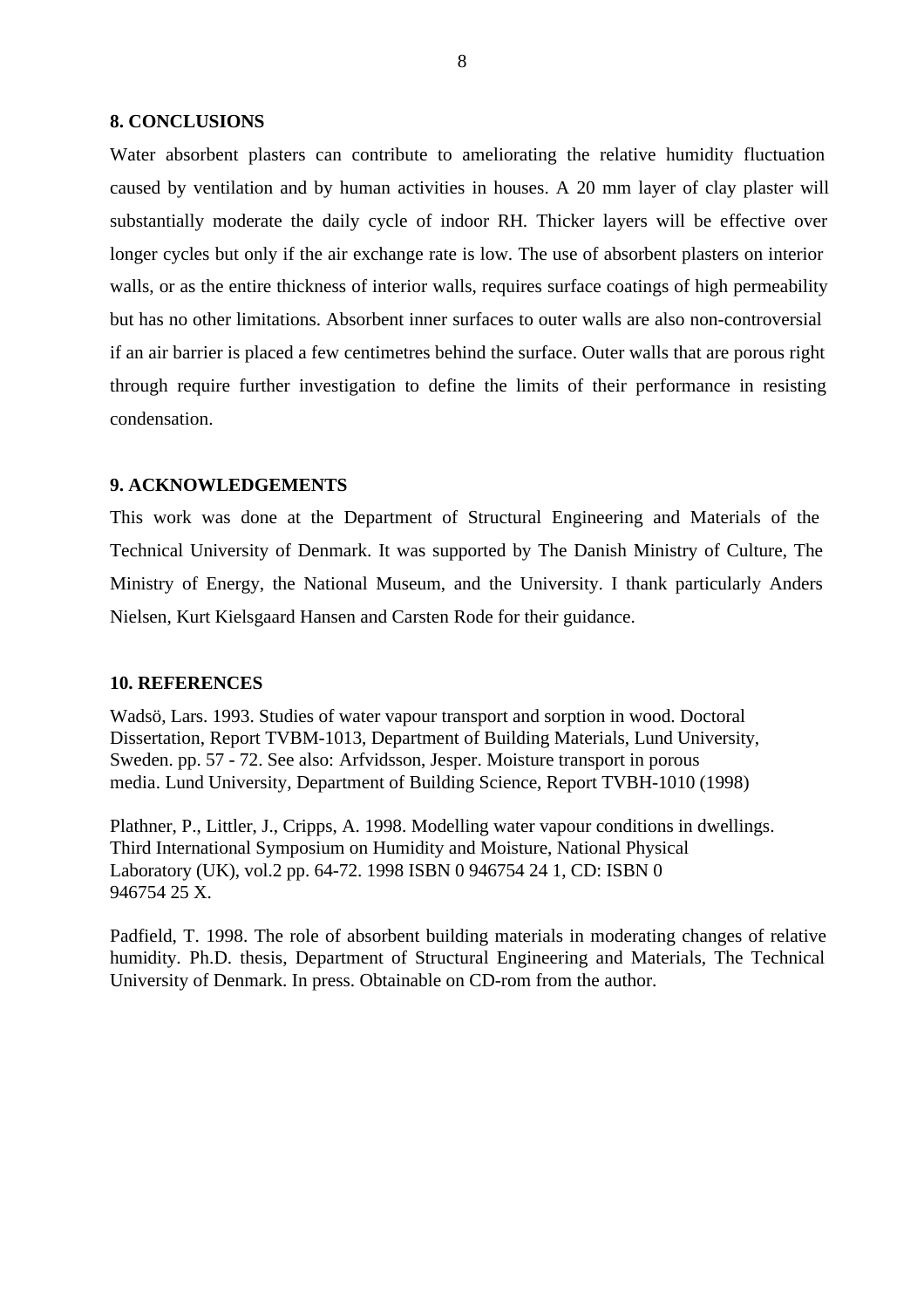## 8. CONCLUSIONS

Water absorbent plasters can contribute to ameliorating the relative humidity fluctuation caused by ventilation and by human activities in houses. A 20 mm layer of clay plaster will substantially moderate the daily cycle of indoor RH. Thicker layers will be effective over longer cycles but only if the air exchange rate is low. The use of absorbent plasters on interior walls, or as the entire thickness of interior walls, requires surface coatings of high permeability but has no other limitations. Absorbent inner surfaces to outer walls are also non-controversial if an air barrier is placed a few centimetres behind the surface. Outer walls that are porous right through require further investigation to define the limits of their performance in resisting condensation.

## 9. ACKNOWLEDGEMENTS

This work was done at the Department of Structural Engineering and Materials of the Technical University of Denmark. It was supported by The Danish Ministry of Culture, The Ministry of Energy, the National Museum, and the University. I thank particularly Anders Nielsen, Kurt Kielsgaard Hansen and Carsten Rode for their guidance.

## 10. REFERENCES

Wadsö, Lars. 1993. Studies of water vapour transport and sorption in wood. Doctoral Dissertation, Report TVBM-1013, Department of Building Materials, Lund University, Sweden. pp. 57 - 72. See also: Arfvidsson, Jesper. Moisture transport in porous media. Lund University, Department of Building Science, Report TVBH-1010 (1998)

Plathner, P., Littler, J., Cripps, A. 1998. Modelling water vapour conditions in dwellings. Third International Symposium on Humidity and Moisture, National Physical Laboratory (UK), vol.2 pp. 64-72. 1998 ISBN 0 946754 24 1, CD: ISBN 0 946754 25 X.

Padfield, T. 1998. The role of absorbent building materials in moderating changes of relative humidity. Ph.D. thesis, Department of Structural Engineering and Materials, The Technical University of Denmark. In press. Obtainable on CD-rom from the author.